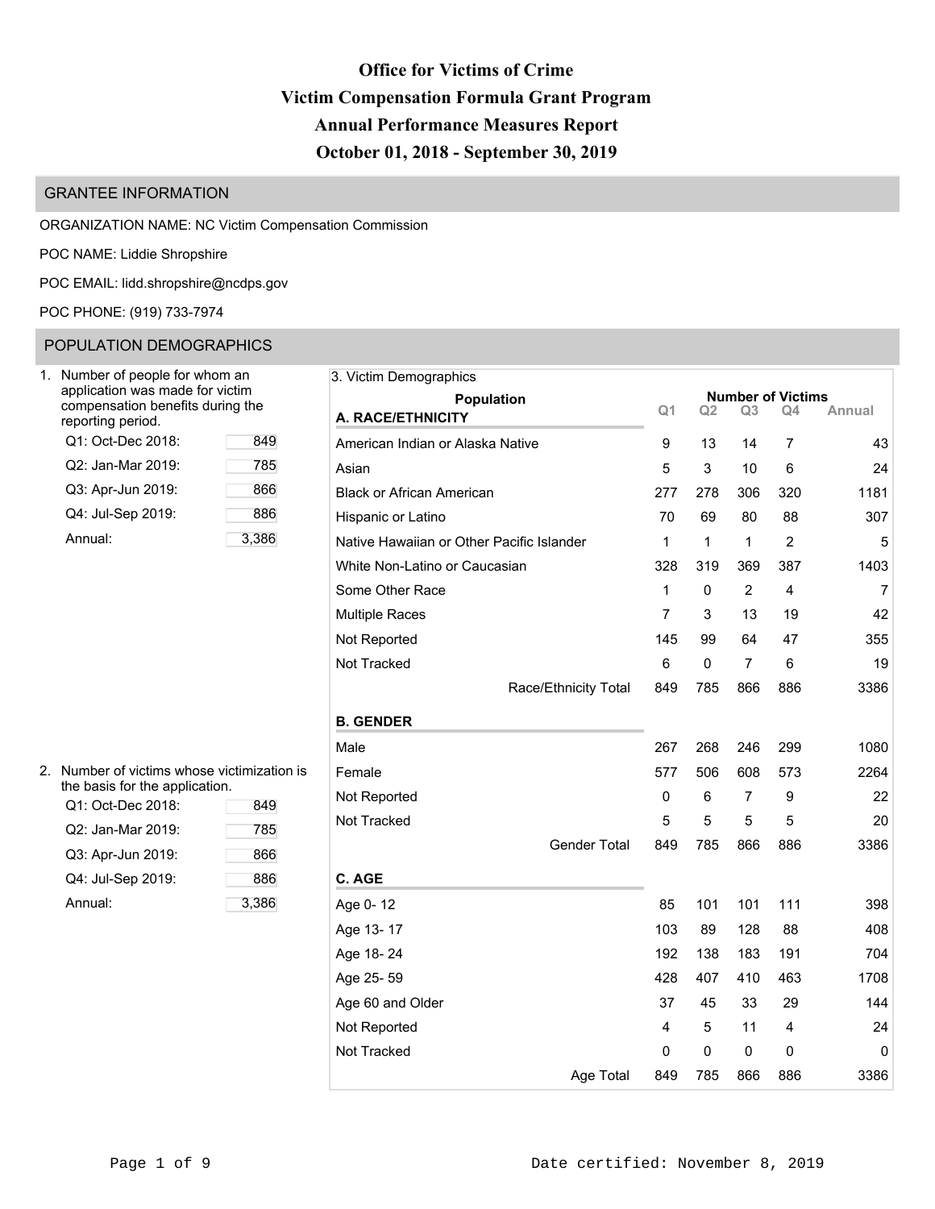# Office for Victims of Crime

# Victim Compensation Formula Grant Program

# Annual Performance Measures Report

# October 01, 2018 - September 30, 2019

## GRANTEE INFORMATION

ORGANIZATION NAME: NC Victim Compensation Commission

POC NAME: Liddie Shropshire

POC EMAIL: lidd.shropshire@ncdps.gov

POC PHONE: (919) 733-7974

## POPULATION DEMOGRAPHICS

1. Number of people for whom an application was made for victim compensation benefits during the reporting period.

| Period | Number |
|---|---|
| Q1: Oct-Dec 2018: | 849 |
| Q2: Jan-Mar 2019: | 785 |
| Q3: Apr-Jun 2019: | 866 |
| Q4: Jul-Sep 2019: | 886 |
| Annual: | 3,386 |

2. Number of victims whose victimization is the basis for the application.

| Period | Number |
|---|---|
| Q1: Oct-Dec 2018: | 849 |
| Q2: Jan-Mar 2019: | 785 |
| Q3: Apr-Jun 2019: | 866 |
| Q4: Jul-Sep 2019: | 886 |
| Annual: | 3,386 |

3. Victim Demographics

| Population | Number of Victims Q1 | Q2 | Q3 | Q4 | Annual |
|---|---|---|---|---|---|
| **A. RACE/ETHNICITY** | | | | | |
| American Indian or Alaska Native | 9 | 13 | 14 | 7 | 43 |
| Asian | 5 | 3 | 10 | 6 | 24 |
| Black or African American | 277 | 278 | 306 | 320 | 1181 |
| Hispanic or Latino | 70 | 69 | 80 | 88 | 307 |
| Native Hawaiian or Other Pacific Islander | 1 | 1 | 1 | 2 | 5 |
| White Non-Latino or Caucasian | 328 | 319 | 369 | 387 | 1403 |
| Some Other Race | 1 | 0 | 2 | 4 | 7 |
| Multiple Races | 7 | 3 | 13 | 19 | 42 |
| Not Reported | 145 | 99 | 64 | 47 | 355 |
| Not Tracked | 6 | 0 | 7 | 6 | 19 |
| Race/Ethnicity Total | 849 | 785 | 866 | 886 | 3386 |
| **B. GENDER** | | | | | |
| Male | 267 | 268 | 246 | 299 | 1080 |
| Female | 577 | 506 | 608 | 573 | 2264 |
| Not Reported | 0 | 6 | 7 | 9 | 22 |
| Not Tracked | 5 | 5 | 5 | 5 | 20 |
| Gender Total | 849 | 785 | 866 | 886 | 3386 |
| **C. AGE** | | | | | |
| Age 0- 12 | 85 | 101 | 101 | 111 | 398 |
| Age 13- 17 | 103 | 89 | 128 | 88 | 408 |
| Age 18- 24 | 192 | 138 | 183 | 191 | 704 |
| Age 25- 59 | 428 | 407 | 410 | 463 | 1708 |
| Age 60 and Older | 37 | 45 | 33 | 29 | 144 |
| Not Reported | 4 | 5 | 11 | 4 | 24 |
| Not Tracked | 0 | 0 | 0 | 0 | 0 |
| Age Total | 849 | 785 | 866 | 886 | 3386 |

Date certified: November 8, 2019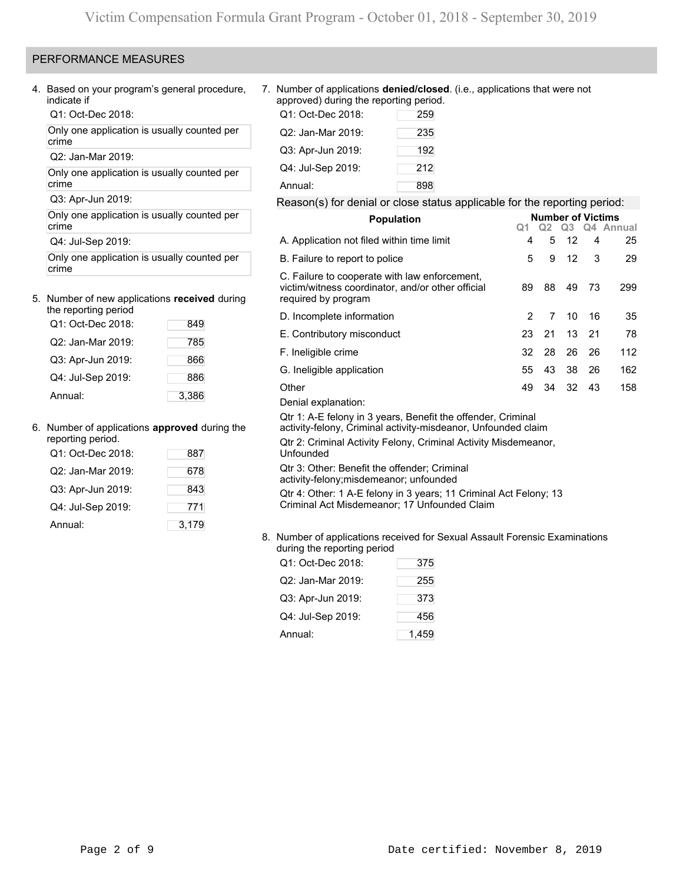## PERFORMANCE MEASURES

4. Based on your program's general procedure, indicate if

Q1: Oct-Dec 2018:

Only one application is usually counted per crime

Q2: Jan-Mar 2019:

Only one application is usually counted per crime

Q3: Apr-Jun 2019:

Only one application is usually counted per crime

Q4: Jul-Sep 2019:

Only one application is usually counted per crime

5. Number of new applications **received** during the reporting period

| | |
|---|---|
| Q1: Oct-Dec 2018: | 849 |
| Q2: Jan-Mar 2019: | 785 |
| Q3: Apr-Jun 2019: | 866 |
| Q4: Jul-Sep 2019: | 886 |
| Annual: | 3,386 |

6. Number of applications **approved** during the reporting period.

| | |
|---|---|
| Q1: Oct-Dec 2018: | 887 |
| Q2: Jan-Mar 2019: | 678 |
| Q3: Apr-Jun 2019: | 843 |
| Q4: Jul-Sep 2019: | 771 |
| Annual: | 3,179 |

7. Number of applications **denied/closed**. (i.e., applications that were not approved) during the reporting period.

| | |
|---|---|
| Q1: Oct-Dec 2018: | 259 |
| Q2: Jan-Mar 2019: | 235 |
| Q3: Apr-Jun 2019: | 192 |
| Q4: Jul-Sep 2019: | 212 |
| Annual: | 898 |

Reason(s) for denial or close status applicable for the reporting period:

| Population | Number of Victims Q1 | Q2 | Q3 | Q4 | Annual |
|---|---|---|---|---|---|
| A. Application not filed within time limit | 4 | 5 | 12 | 4 | 25 |
| B. Failure to report to police | 5 | 9 | 12 | 3 | 29 |
| C. Failure to cooperate with law enforcement, victim/witness coordinator, and/or other official required by program | 89 | 88 | 49 | 73 | 299 |
| D. Incomplete information | 2 | 7 | 10 | 16 | 35 |
| E. Contributory misconduct | 23 | 21 | 13 | 21 | 78 |
| F. Ineligible crime | 32 | 28 | 26 | 26 | 112 |
| G. Ineligible application | 55 | 43 | 38 | 26 | 162 |
| Other | 49 | 34 | 32 | 43 | 158 |

Denial explanation:

Qtr 1: A-E felony in 3 years, Benefit the offender, Criminal activity-felony, Criminal activity-misdeanor, Unfounded claim

Qtr 2: Criminal Activity Felony, Criminal Activity Misdemeanor, Unfounded

Qtr 3: Other: Benefit the offender; Criminal activity-felony;misdemeanor; unfounded

Qtr 4: Other: 1 A-E felony in 3 years; 11 Criminal Act Felony; 13 Criminal Act Misdemeanor; 17 Unfounded Claim

8. Number of applications received for Sexual Assault Forensic Examinations during the reporting period

| | |
|---|---|
| Q1: Oct-Dec 2018: | 375 |
| Q2: Jan-Mar 2019: | 255 |
| Q3: Apr-Jun 2019: | 373 |
| Q4: Jul-Sep 2019: | 456 |
| Annual: | 1,459 |

Date certified: November 8, 2019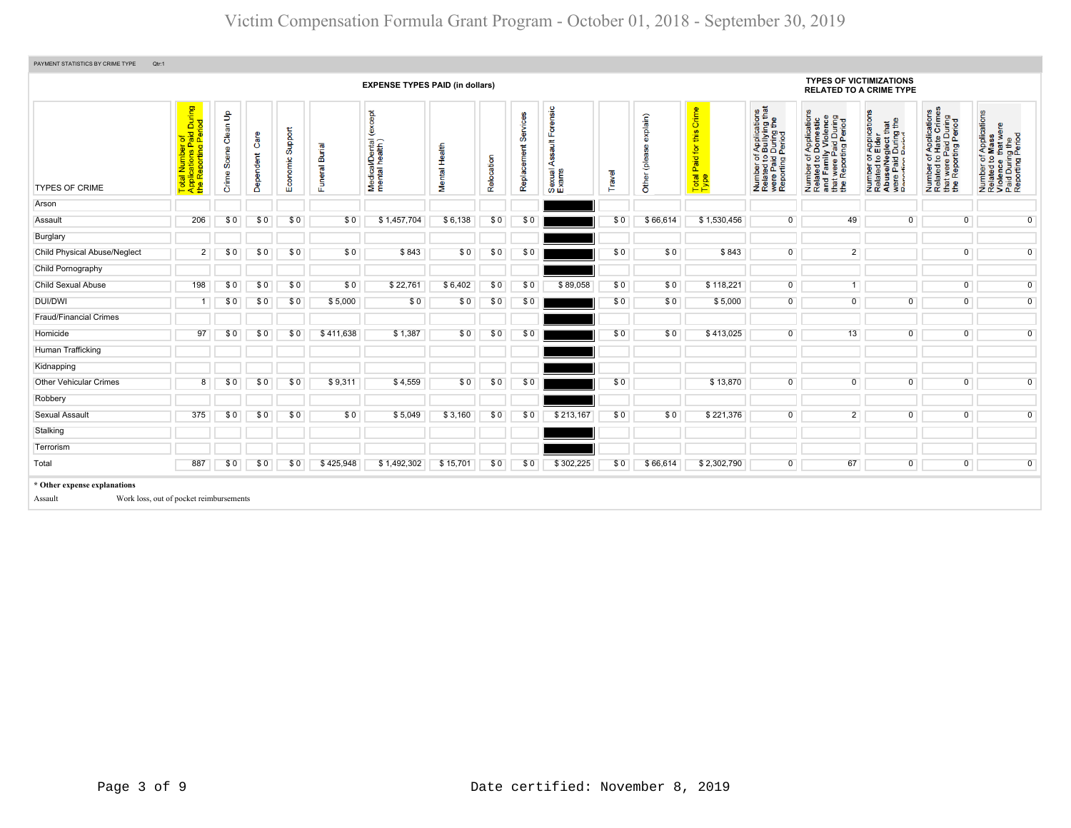# Victim Compensation Formula Grant Program - October 01, 2018 - September 30, 2019

PAYMENT STATISTICS BY CRIME TYPE Qtr:1

| TYPES OF CRIME | EXPENSE TYPES PAID (in dollars) | | | | | | | | | | | | | TYPES OF VICTIMIZATIONS RELATED TO A CRIME TYPE | | | | |
|---|---|---|---|---|---|---|---|---|---|---|---|---|---|---|---|---|---|---|
| | Total Number of Applications Paid During the Reporting Period | Crime Scene Clean Up | Dependent Care | Economic Support | Funeral Burial | Medical/Dental (except mental health) | Mental Health | Relocation | Replacement Services | Sexual Assault Forensic Exams | Travel | Other (please explain) | Total Paid for this Crime Type | Number of Applications Related to Bullying that were Paid During the Reporting Period | Number of Applications Related to Domestic and Family Violence that were Paid During the Reporting Period | Number of Applications Related to Elder Abuse/Neglect that were Paid During the Reporting Period | Number of Applications Related to Hate Crimes that were Paid During the Reporting Period | Number of Applications Related to Mass Violence that were Paid During the Reporting Period |
| Arson | | | | | | | | | | | | | | | | | | |
| Assault | 206 | $ 0 | $ 0 | $ 0 | $ 0 | $ 1,457,704 | $ 6,138 | $ 0 | $ 0 | | $ 0 | $ 66,614 | $ 1,530,456 | 0 | 49 | 0 | 0 | 0 |
| Burglary | | | | | | | | | | | | | | | | | | |
| Child Physical Abuse/Neglect | 2 | $ 0 | $ 0 | $ 0 | $ 0 | $ 843 | $ 0 | $ 0 | $ 0 | | $ 0 | $ 0 | $ 843 | 0 | 2 | | 0 | 0 |
| Child Pornography | | | | | | | | | | | | | | | | | | |
| Child Sexual Abuse | 198 | $ 0 | $ 0 | $ 0 | $ 0 | $ 22,761 | $ 6,402 | $ 0 | $ 0 | $ 89,058 | $ 0 | $ 0 | $ 118,221 | 0 | 1 | | 0 | 0 |
| DUI/DWI | 1 | $ 0 | $ 0 | $ 0 | $ 5,000 | $ 0 | $ 0 | $ 0 | $ 0 | | $ 0 | $ 0 | $ 5,000 | 0 | 0 | 0 | 0 | 0 |
| Fraud/Financial Crimes | | | | | | | | | | | | | | | | | | |
| Homicide | 97 | $ 0 | $ 0 | $ 0 | $ 411,638 | $ 1,387 | $ 0 | $ 0 | $ 0 | | $ 0 | $ 0 | $ 413,025 | 0 | 13 | 0 | 0 | 0 |
| Human Trafficking | | | | | | | | | | | | | | | | | | |
| Kidnapping | | | | | | | | | | | | | | | | | | |
| Other Vehicular Crimes | 8 | $ 0 | $ 0 | $ 0 | $ 9,311 | $ 4,559 | $ 0 | $ 0 | $ 0 | | $ 0 | | $ 13,870 | 0 | 0 | 0 | 0 | 0 |
| Robbery | | | | | | | | | | | | | | | | | | |
| Sexual Assault | 375 | $ 0 | $ 0 | $ 0 | $ 0 | $ 5,049 | $ 3,160 | $ 0 | $ 0 | $ 213,167 | $ 0 | $ 0 | $ 221,376 | 0 | 2 | 0 | 0 | 0 |
| Stalking | | | | | | | | | | | | | | | | | | |
| Terrorism | | | | | | | | | | | | | | | | | | |
| Total | 887 | $ 0 | $ 0 | $ 0 | $ 425,948 | $ 1,492,302 | $ 15,701 | $ 0 | $ 0 | $ 302,225 | $ 0 | $ 66,614 | $ 2,302,790 | 0 | 67 | 0 | 0 | 0 |

**\* Other expense explanations**

| | |
|---|---|
| Assault | Work loss, out of pocket reimbursements |

Date certified: November 8, 2019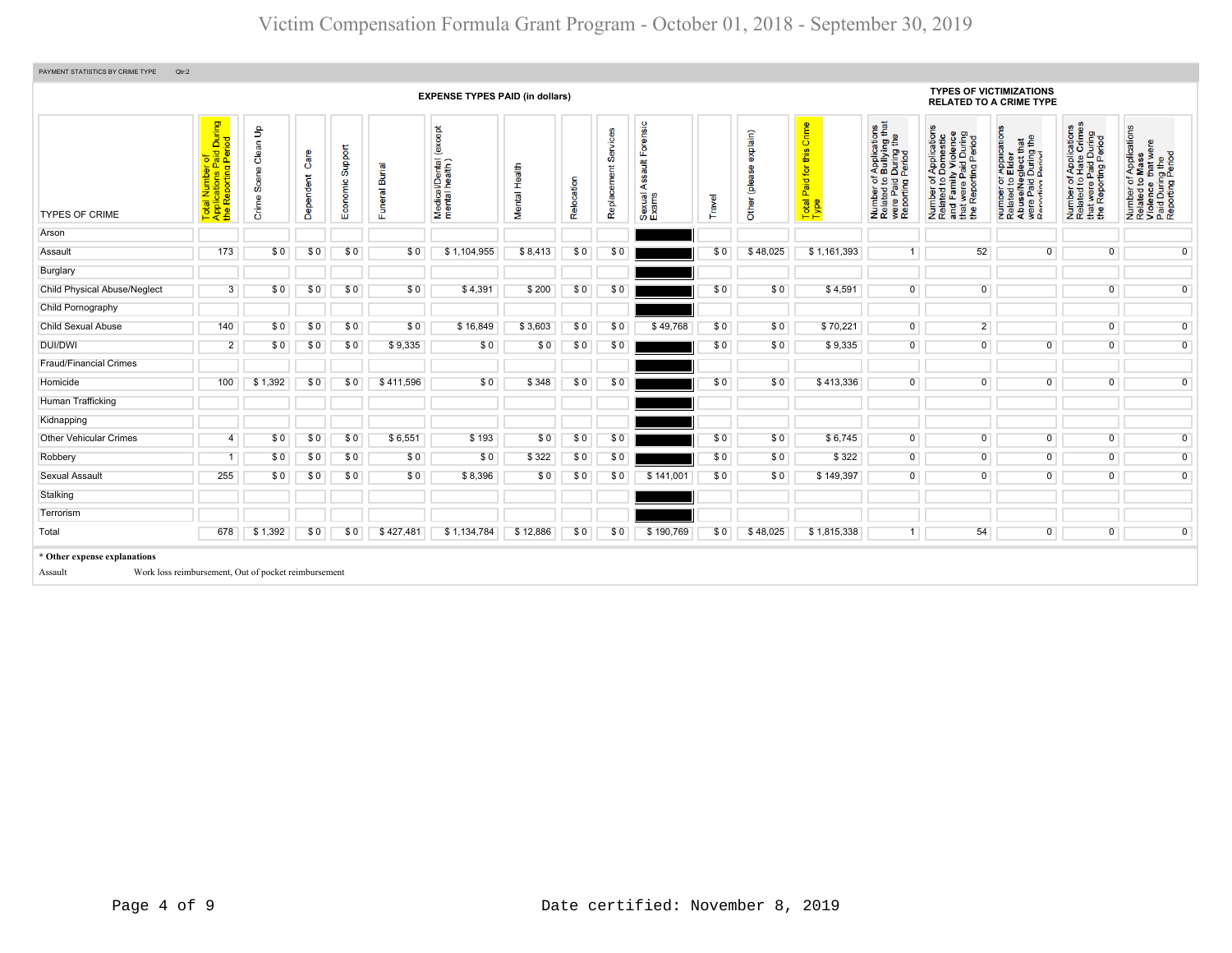# Victim Compensation Formula Grant Program - October 01, 2018 - September 30, 2019

PAYMENT STATISTICS BY CRIME TYPE    Qtr:2

| | EXPENSE TYPES PAID (in dollars) | | | | | | | | | | | | | | TYPES OF VICTIMIZATIONS RELATED TO A CRIME TYPE | | | | |
|---|---|---|---|---|---|---|---|---|---|---|---|---|---|---|---|---|---|---|---|
| TYPES OF CRIME | Total Number of Applications Paid During the Reporting Period | Crime Scene Clean Up | Dependent Care | Economic Support | Funeral Burial | Medical/Dental (except mental health) | Mental Health | Relocation | Replacement Services | Sexual Assault Forensic Exams | Travel | Other (please explain) | Total Paid for this Crime Type | Number of Applications Related to Bullying that were Paid During the Reporting Period | Number of Applications Related to Domestic and Family Violence that were Paid During the Reporting Period | Number of applications Related to Elder Abuse/Neglect that were Paid During the Reporting Period | Number of Applications Related to Hate Crimes that were Paid During the Reporting Period | Number of Applications Related to Mass Violence that were Paid During the Reporting Period |
| Arson | | | | | | | | | | | | | | | | | | |
| Assault | 173 | $ 0 | $ 0 | $ 0 | $ 0 | $ 1,104,955 | $ 8,413 | $ 0 | $ 0 | | $ 0 | $ 48,025 | $ 1,161,393 | 1 | 52 | 0 | 0 | 0 |
| Burglary | | | | | | | | | | | | | | | | | | |
| Child Physical Abuse/Neglect | 3 | $ 0 | $ 0 | $ 0 | $ 0 | $ 4,391 | $ 200 | $ 0 | $ 0 | | $ 0 | $ 0 | $ 4,591 | 0 | 0 | | 0 | 0 |
| Child Pornography | | | | | | | | | | | | | | | | | | |
| Child Sexual Abuse | 140 | $ 0 | $ 0 | $ 0 | $ 0 | $ 16,849 | $ 3,603 | $ 0 | $ 0 | $ 49,768 | $ 0 | $ 0 | $ 70,221 | 0 | 2 | | 0 | 0 |
| DUI/DWI | 2 | $ 0 | $ 0 | $ 0 | $ 9,335 | $ 0 | $ 0 | $ 0 | $ 0 | | $ 0 | $ 0 | $ 9,335 | 0 | 0 | 0 | 0 | 0 |
| Fraud/Financial Crimes | | | | | | | | | | | | | | | | | | |
| Homicide | 100 | $ 1,392 | $ 0 | $ 0 | $ 411,596 | $ 0 | $ 348 | $ 0 | $ 0 | | $ 0 | $ 0 | $ 413,336 | 0 | 0 | 0 | 0 | 0 |
| Human Trafficking | | | | | | | | | | | | | | | | | | |
| Kidnapping | | | | | | | | | | | | | | | | | | |
| Other Vehicular Crimes | 4 | $ 0 | $ 0 | $ 0 | $ 6,551 | $ 193 | $ 0 | $ 0 | $ 0 | | $ 0 | $ 0 | $ 6,745 | 0 | 0 | 0 | 0 | 0 |
| Robbery | 1 | $ 0 | $ 0 | $ 0 | $ 0 | $ 0 | $ 322 | $ 0 | $ 0 | | $ 0 | $ 0 | $ 322 | 0 | 0 | 0 | 0 | 0 |
| Sexual Assault | 255 | $ 0 | $ 0 | $ 0 | $ 0 | $ 8,396 | $ 0 | $ 0 | $ 0 | $ 141,001 | $ 0 | $ 0 | $ 149,397 | 0 | 0 | 0 | 0 | 0 |
| Stalking | | | | | | | | | | | | | | | | | | |
| Terrorism | | | | | | | | | | | | | | | | | | |
| Total | 678 | $ 1,392 | $ 0 | $ 0 | $ 427,481 | $ 1,134,784 | $ 12,886 | $ 0 | $ 0 | $ 190,769 | $ 0 | $ 48,025 | $ 1,815,338 | 1 | 54 | 0 | 0 | 0 |

**\* Other expense explanations**

Assault    Work loss reimbursement, Out of pocket reimbursement

Date certified: November 8, 2019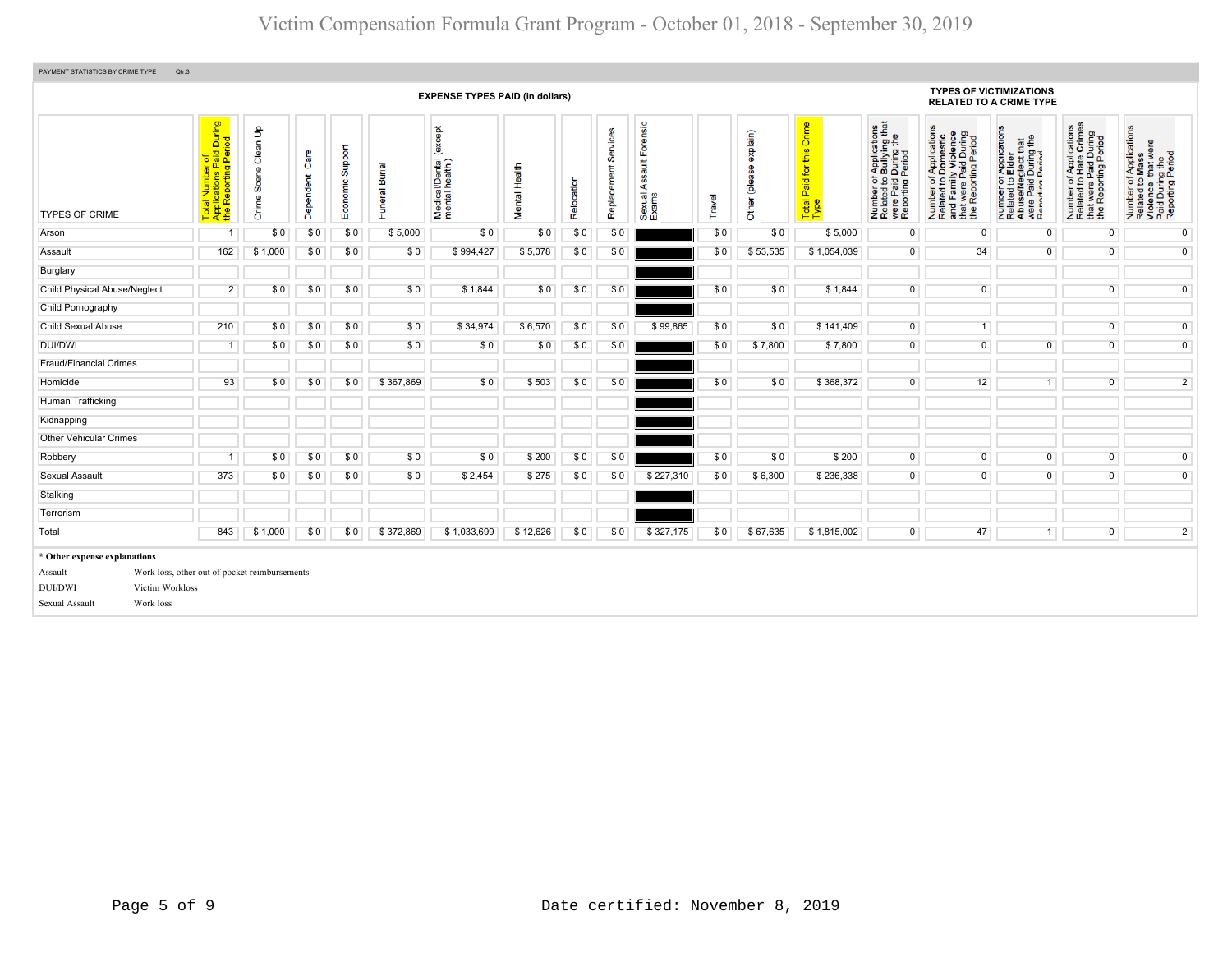# Victim Compensation Formula Grant Program - October 01, 2018 - September 30, 2019

PAYMENT STATISTICS BY CRIME TYPE Qtr:3

| TYPES OF CRIME | Total Number of Applications Paid During the Reporting Period | Crime Scene Clean Up | Dependent Care | Economic Support | Funeral Burial | Medical/Dental (except mental health) | Mental Health | Relocation | Replacement Services | Sexual Assault Forensic Exams | Travel | Other (please explain) | Total Paid for this Crime Type | Number of Applications Related to Bullying that were Paid During the Reporting Period | Number of Applications Related to Domestic and Family Violence that were Paid During the Reporting Period | Number of applications Related to Elder Abuse/Neglect that were Paid During the Reporting Period | Number of Applications Related to Hate Crimes that were Paid During the Reporting Period | Number of Applications Related to Mass Violence that were Paid During the Reporting Period |
|---|---|---|---|---|---|---|---|---|---|---|---|---|---|---|---|---|---|---|
| | EXPENSE TYPES PAID (in dollars) | | | | | | | | | | | | | TYPES OF VICTIMIZATIONS RELATED TO A CRIME TYPE | | | | |
| Arson | 1 | $ 0 | $ 0 | $ 0 | $ 5,000 | $ 0 | $ 0 | $ 0 | $ 0 | | $ 0 | $ 0 | $ 5,000 | 0 | 0 | 0 | 0 | 0 |
| Assault | 162 | $ 1,000 | $ 0 | $ 0 | $ 0 | $ 994,427 | $ 5,078 | $ 0 | $ 0 | | $ 0 | $ 53,535 | $ 1,054,039 | 0 | 34 | 0 | 0 | 0 |
| Burglary | | | | | | | | | | | | | | | | | | |
| Child Physical Abuse/Neglect | 2 | $ 0 | $ 0 | $ 0 | $ 0 | $ 1,844 | $ 0 | $ 0 | $ 0 | | $ 0 | $ 0 | $ 1,844 | 0 | 0 | | 0 | 0 |
| Child Pornography | | | | | | | | | | | | | | | | | | |
| Child Sexual Abuse | 210 | $ 0 | $ 0 | $ 0 | $ 0 | $ 34,974 | $ 6,570 | $ 0 | $ 0 | $ 99,865 | $ 0 | $ 0 | $ 141,409 | 0 | 1 | | 0 | 0 |
| DUI/DWI | 1 | $ 0 | $ 0 | $ 0 | $ 0 | $ 0 | $ 0 | $ 0 | $ 0 | | $ 0 | $ 7,800 | $ 7,800 | 0 | 0 | 0 | 0 | 0 |
| Fraud/Financial Crimes | | | | | | | | | | | | | | | | | | |
| Homicide | 93 | $ 0 | $ 0 | $ 0 | $ 367,869 | $ 0 | $ 503 | $ 0 | $ 0 | | $ 0 | $ 0 | $ 368,372 | 0 | 12 | 1 | 0 | 2 |
| Human Trafficking | | | | | | | | | | | | | | | | | | |
| Kidnapping | | | | | | | | | | | | | | | | | | |
| Other Vehicular Crimes | | | | | | | | | | | | | | | | | | |
| Robbery | 1 | $ 0 | $ 0 | $ 0 | $ 0 | $ 0 | $ 200 | $ 0 | $ 0 | | $ 0 | $ 0 | $ 200 | 0 | 0 | 0 | 0 | 0 |
| Sexual Assault | 373 | $ 0 | $ 0 | $ 0 | $ 0 | $ 2,454 | $ 275 | $ 0 | $ 0 | $ 227,310 | $ 0 | $ 6,300 | $ 236,338 | 0 | 0 | 0 | 0 | 0 |
| Stalking | | | | | | | | | | | | | | | | | | |
| Terrorism | | | | | | | | | | | | | | | | | | |
| Total | 843 | $ 1,000 | $ 0 | $ 0 | $ 372,869 | $ 1,033,699 | $ 12,626 | $ 0 | $ 0 | $ 327,175 | $ 0 | $ 67,635 | $ 1,815,002 | 0 | 47 | 1 | 0 | 2 |

**\* Other expense explanations**

| | |
|---|---|
| Assault | Work loss, other out of pocket reimbursements |
| DUI/DWI | Victim Workloss |
| Sexual Assault | Work loss |

Date certified: November 8, 2019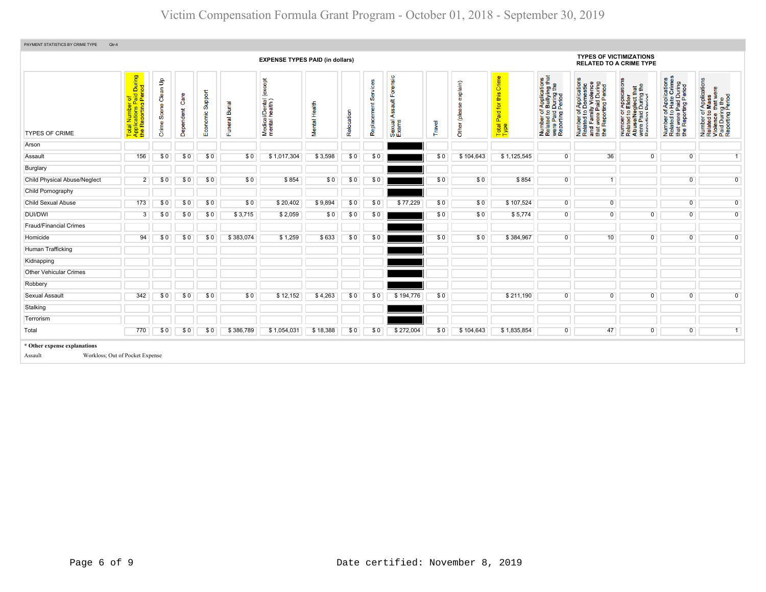PAYMENT STATISTICS BY CRIME TYPE Qtr:4

| | | EXPENSE TYPES PAID (in dollars) | | | | | | | | | | | | TYPES OF VICTIMIZATIONS RELATED TO A CRIME TYPE | | | | |
|---|---|---|---|---|---|---|---|---|---|---|---|---|---|---|---|---|---|---|
| TYPES OF CRIME | Total Number of Applications Paid During the Reporting Period | Crime Scene Clean Up | Dependent Care | Economic Support | Funeral Burial | Medical/Dental (except mental health) | Mental Health | Relocation | Replacement Services | Sexual Assault Forensic Exams | Travel | Other (please explain) | Total Paid for this Crime Type | Number of Applications Related to Bullying that were Paid During the Reporting Period | Number of Applications Related to Domestic and Family Violence that were Paid During the Reporting Period | Number of applications Related to Elder Abuse/Neglect that were Paid During the Reporting Period | Number of Applications Related to Hate Crimes that were Paid During the Reporting Period | Number of Applications Related to Mass Violence that were Paid During the Reporting Period |
| Arson | | | | | | | | | | | | | | | | | | |
| Assault | 156 | $ 0 | $ 0 | $ 0 | $ 0 | $ 1,017,304 | $ 3,598 | $ 0 | $ 0 | | $ 0 | $ 104,643 | $ 1,125,545 | 0 | 36 | 0 | 0 | 1 |
| Burglary | | | | | | | | | | | | | | | | | | |
| Child Physical Abuse/Neglect | 2 | $ 0 | $ 0 | $ 0 | $ 0 | $ 854 | $ 0 | $ 0 | $ 0 | | $ 0 | $ 0 | $ 854 | 0 | 1 | | 0 | 0 |
| Child Pornography | | | | | | | | | | | | | | | | | | |
| Child Sexual Abuse | 173 | $ 0 | $ 0 | $ 0 | $ 0 | $ 20,402 | $ 9,894 | $ 0 | $ 0 | $ 77,229 | $ 0 | $ 0 | $ 107,524 | 0 | 0 | | 0 | 0 |
| DUI/DWI | 3 | $ 0 | $ 0 | $ 0 | $ 3,715 | $ 2,059 | $ 0 | $ 0 | $ 0 | | $ 0 | $ 0 | $ 5,774 | 0 | 0 | 0 | 0 | 0 |
| Fraud/Financial Crimes | | | | | | | | | | | | | | | | | | |
| Homicide | 94 | $ 0 | $ 0 | $ 0 | $ 383,074 | $ 1,259 | $ 633 | $ 0 | $ 0 | | $ 0 | $ 0 | $ 384,967 | 0 | 10 | 0 | 0 | 0 |
| Human Trafficking | | | | | | | | | | | | | | | | | | |
| Kidnapping | | | | | | | | | | | | | | | | | | |
| Other Vehicular Crimes | | | | | | | | | | | | | | | | | | |
| Robbery | | | | | | | | | | | | | | | | | | |
| Sexual Assault | 342 | $ 0 | $ 0 | $ 0 | $ 0 | $ 12,152 | $ 4,263 | $ 0 | $ 0 | $ 194,776 | $ 0 | | $ 211,190 | 0 | 0 | 0 | 0 | 0 |
| Stalking | | | | | | | | | | | | | | | | | | |
| Terrorism | | | | | | | | | | | | | | | | | | |
| Total | 770 | $ 0 | $ 0 | $ 0 | $ 386,789 | $ 1,054,031 | $ 18,388 | $ 0 | $ 0 | $ 272,004 | $ 0 | $ 104,643 | $ 1,835,854 | 0 | 47 | 0 | 0 | 1 |

**\* Other expense explanations**

| | |
|---|---|
| Assault | Workloss; Out of Pocket Expense |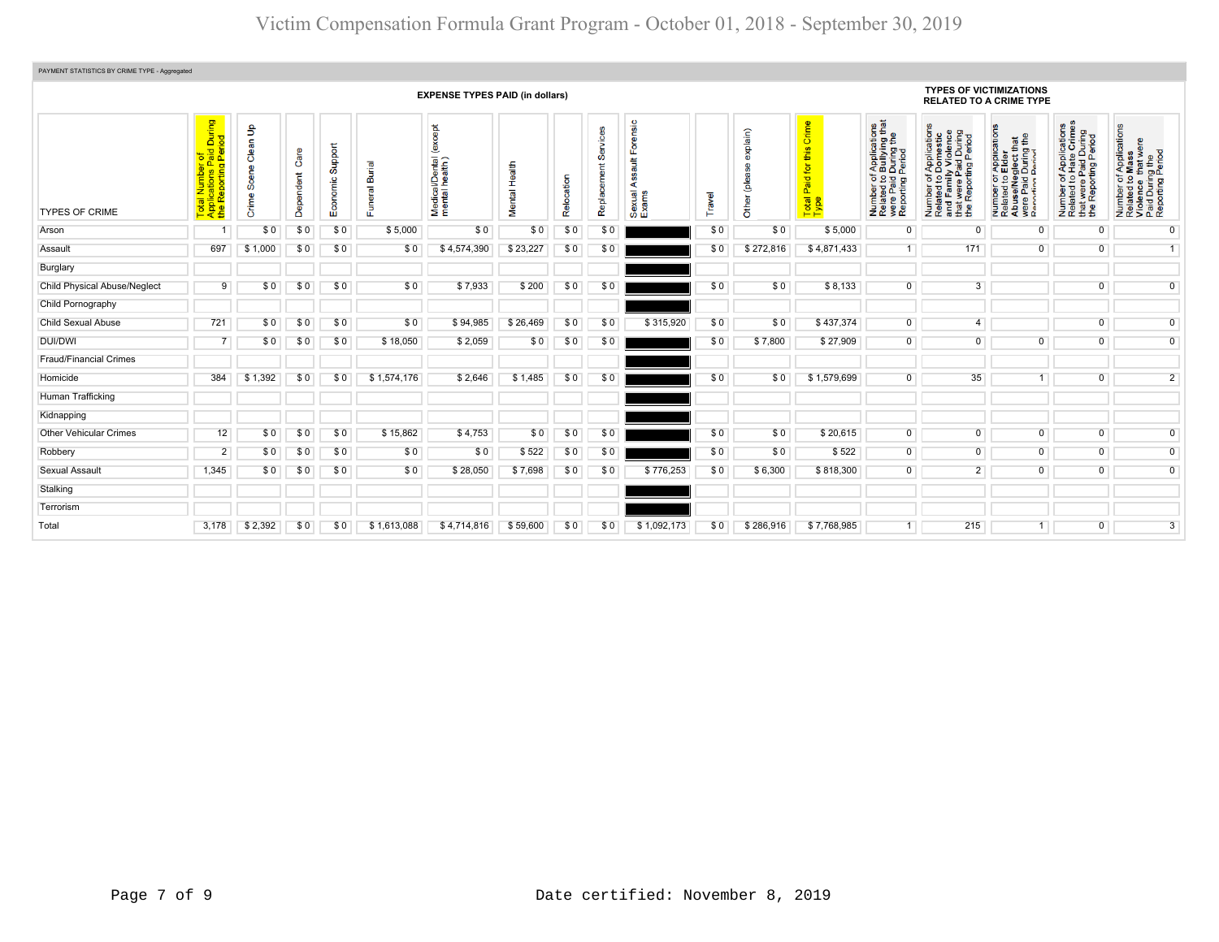# Victim Compensation Formula Grant Program - October 01, 2018 - September 30, 2019

PAYMENT STATISTICS BY CRIME TYPE - Aggregated

| TYPES OF CRIME | Total Number of Applications Paid During the Reporting Period | EXPENSE TYPES PAID (in dollars) | | | | | | | | | | | | TYPES OF VICTIMIZATIONS RELATED TO A CRIME TYPE | | | | |
|---|---|---|---|---|---|---|---|---|---|---|---|---|---|---|---|---|---|---|
| | | Crime Scene Clean Up | Dependent Care | Economic Support | Funeral Burial | Medical/Dental (except mental health) | Mental Health | Relocation | Replacement Services | Sexual Assault Forensic Exams | Travel | Other (please explain) | Total Paid for this Crime Type | Number of Applications Related to Bullying that were Paid During the Reporting Period | Number of Applications Related to Domestic and Family Violence that were Paid During the Reporting Period | Number of Applications Related to Elder Abuse/Neglect that were Paid During the Reporting Period | Number of Applications Related to Hate Crimes that were Paid During the Reporting Period | Number of Applications Related to Mass Violence that were Paid During the Reporting Period |
| Arson | 1 | $ 0 | $ 0 | $ 0 | $ 5,000 | $ 0 | $ 0 | $ 0 | $ 0 | | $ 0 | $ 0 | $ 5,000 | 0 | 0 | 0 | 0 | 0 |
| Assault | 697 | $ 1,000 | $ 0 | $ 0 | $ 0 | $ 4,574,390 | $ 23,227 | $ 0 | $ 0 | | $ 0 | $ 272,816 | $ 4,871,433 | 1 | 171 | 0 | 0 | 1 |
| Burglary | | | | | | | | | | | | | | | | | | |
| Child Physical Abuse/Neglect | 9 | $ 0 | $ 0 | $ 0 | $ 0 | $ 7,933 | $ 200 | $ 0 | $ 0 | | $ 0 | $ 0 | $ 8,133 | 0 | 3 | | 0 | 0 |
| Child Pornography | | | | | | | | | | | | | | | | | | |
| Child Sexual Abuse | 721 | $ 0 | $ 0 | $ 0 | $ 0 | $ 94,985 | $ 26,469 | $ 0 | $ 0 | $ 315,920 | $ 0 | $ 0 | $ 437,374 | 0 | 4 | | 0 | 0 |
| DUI/DWI | 7 | $ 0 | $ 0 | $ 0 | $ 18,050 | $ 2,059 | $ 0 | $ 0 | $ 0 | | $ 0 | $ 7,800 | $ 27,909 | 0 | 0 | 0 | 0 | 0 |
| Fraud/Financial Crimes | | | | | | | | | | | | | | | | | | |
| Homicide | 384 | $ 1,392 | $ 0 | $ 0 | $ 1,574,176 | $ 2,646 | $ 1,485 | $ 0 | $ 0 | | $ 0 | $ 0 | $ 1,579,699 | 0 | 35 | 1 | 0 | 2 |
| Human Trafficking | | | | | | | | | | | | | | | | | | |
| Kidnapping | | | | | | | | | | | | | | | | | | |
| Other Vehicular Crimes | 12 | $ 0 | $ 0 | $ 0 | $ 15,862 | $ 4,753 | $ 0 | $ 0 | $ 0 | | $ 0 | $ 0 | $ 20,615 | 0 | 0 | 0 | 0 | 0 |
| Robbery | 2 | $ 0 | $ 0 | $ 0 | $ 0 | $ 0 | $ 522 | $ 0 | $ 0 | | $ 0 | $ 0 | $ 522 | 0 | 0 | 0 | 0 | 0 |
| Sexual Assault | 1,345 | $ 0 | $ 0 | $ 0 | $ 0 | $ 28,050 | $ 7,698 | $ 0 | $ 0 | $ 776,253 | $ 0 | $ 6,300 | $ 818,300 | 0 | 2 | 0 | 0 | 0 |
| Stalking | | | | | | | | | | | | | | | | | | |
| Terrorism | | | | | | | | | | | | | | | | | | |
| Total | 3,178 | $ 2,392 | $ 0 | $ 0 | $ 1,613,088 | $ 4,714,816 | $ 59,600 | $ 0 | $ 0 | $ 1,092,173 | $ 0 | $ 286,916 | $ 7,768,985 | 1 | 215 | 1 | 0 | 3 |

Date certified: November 8, 2019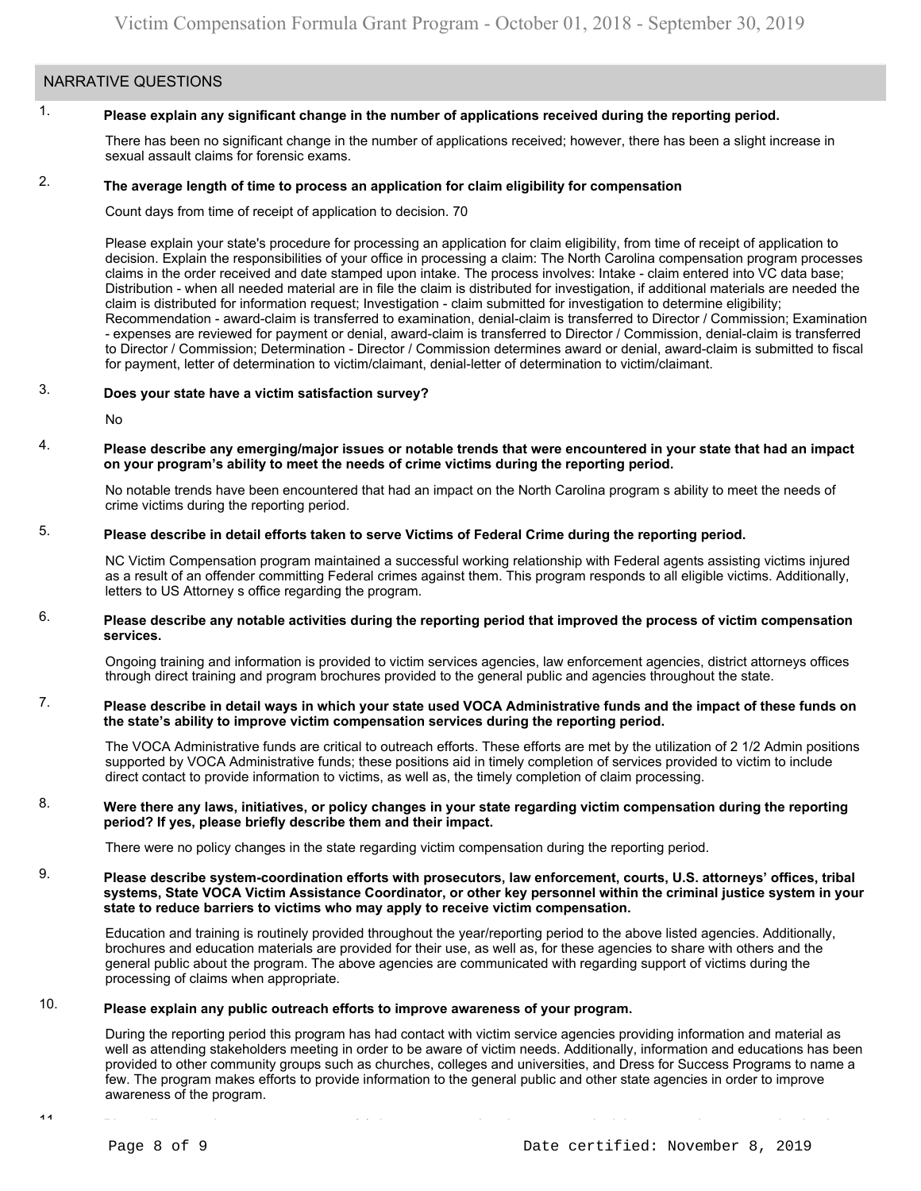## NARRATIVE QUESTIONS

1. **Please explain any significant change in the number of applications received during the reporting period.**

   There has been no significant change in the number of applications received; however, there has been a slight increase in sexual assault claims for forensic exams.

2. **The average length of time to process an application for claim eligibility for compensation**

   Count days from time of receipt of application to decision. 70

   Please explain your state's procedure for processing an application for claim eligibility, from time of receipt of application to decision. Explain the responsibilities of your office in processing a claim: The North Carolina compensation program processes claims in the order received and date stamped upon intake. The process involves: Intake - claim entered into VC data base; Distribution - when all needed material are in file the claim is distributed for investigation, if additional materials are needed the claim is distributed for information request; Investigation - claim submitted for investigation to determine eligibility; Recommendation - award-claim is transferred to examination, denial-claim is transferred to Director / Commission; Examination - expenses are reviewed for payment or denial, award-claim is transferred to Director / Commission, denial-claim is transferred to Director / Commission; Determination - Director / Commission determines award or denial, award-claim is submitted to fiscal for payment, letter of determination to victim/claimant, denial-letter of determination to victim/claimant.

3. **Does your state have a victim satisfaction survey?**

   No

4. **Please describe any emerging/major issues or notable trends that were encountered in your state that had an impact on your program's ability to meet the needs of crime victims during the reporting period.**

   No notable trends have been encountered that had an impact on the North Carolina program s ability to meet the needs of crime victims during the reporting period.

5. **Please describe in detail efforts taken to serve Victims of Federal Crime during the reporting period.**

   NC Victim Compensation program maintained a successful working relationship with Federal agents assisting victims injured as a result of an offender committing Federal crimes against them. This program responds to all eligible victims. Additionally, letters to US Attorney s office regarding the program.

6. **Please describe any notable activities during the reporting period that improved the process of victim compensation services.**

   Ongoing training and information is provided to victim services agencies, law enforcement agencies, district attorneys offices through direct training and program brochures provided to the general public and agencies throughout the state.

7. **Please describe in detail ways in which your state used VOCA Administrative funds and the impact of these funds on the state's ability to improve victim compensation services during the reporting period.**

   The VOCA Administrative funds are critical to outreach efforts. These efforts are met by the utilization of 2 1/2 Admin positions supported by VOCA Administrative funds; these positions aid in timely completion of services provided to victim to include direct contact to provide information to victims, as well as, the timely completion of claim processing.

8. **Were there any laws, initiatives, or policy changes in your state regarding victim compensation during the reporting period? If yes, please briefly describe them and their impact.**

   There were no policy changes in the state regarding victim compensation during the reporting period.

9. **Please describe system-coordination efforts with prosecutors, law enforcement, courts, U.S. attorneys' offices, tribal systems, State VOCA Victim Assistance Coordinator, or other key personnel within the criminal justice system in your state to reduce barriers to victims who may apply to receive victim compensation.**

   Education and training is routinely provided throughout the year/reporting period to the above listed agencies. Additionally, brochures and education materials are provided for their use, as well as, for these agencies to share with others and the general public about the program. The above agencies are communicated with regarding support of victims during the processing of claims when appropriate.

10. **Please explain any public outreach efforts to improve awareness of your program.**

    During the reporting period this program has had contact with victim service agencies providing information and material as well as attending stakeholders meeting in order to be aware of victim needs. Additionally, information and educations has been provided to other community groups such as churches, colleges and universities, and Dress for Success Programs to name a few. The program makes efforts to provide information to the general public and other state agencies in order to improve awareness of the program.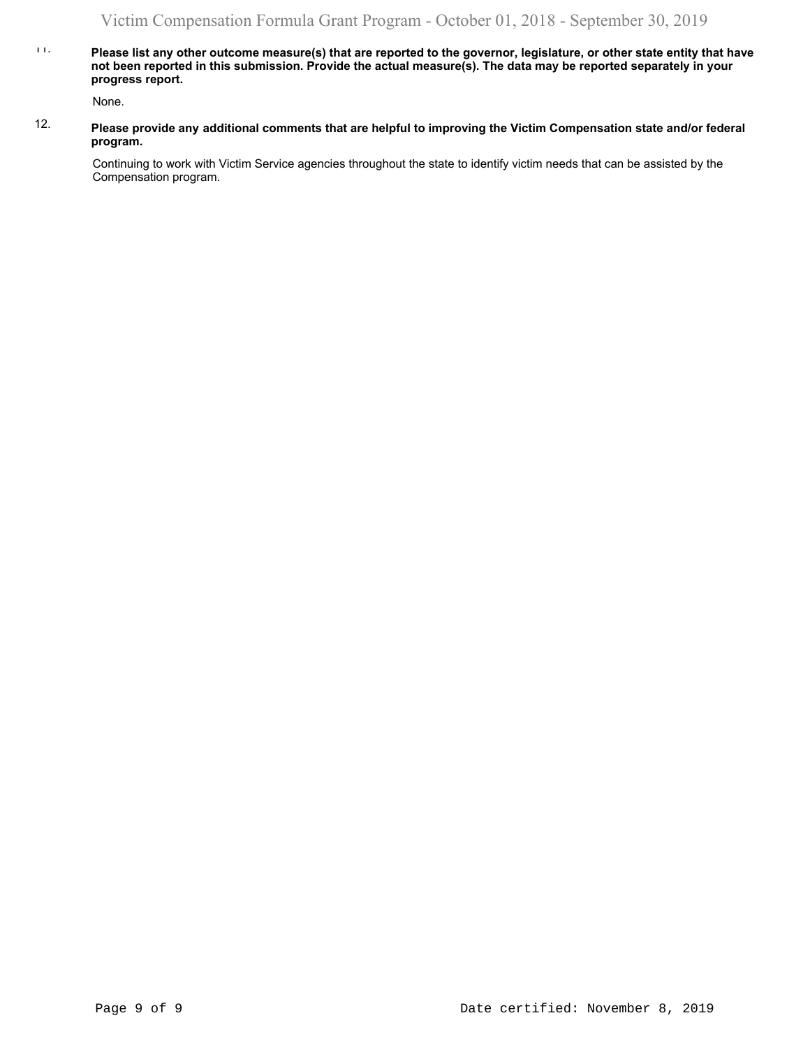11. **Please list any other outcome measure(s) that are reported to the governor, legislature, or other state entity that have not been reported in this submission. Provide the actual measure(s). The data may be reported separately in your progress report.**

    None.

12. **Please provide any additional comments that are helpful to improving the Victim Compensation state and/or federal program.**

    Continuing to work with Victim Service agencies throughout the state to identify victim needs that can be assisted by the Compensation program.

Date certified: November 8, 2019